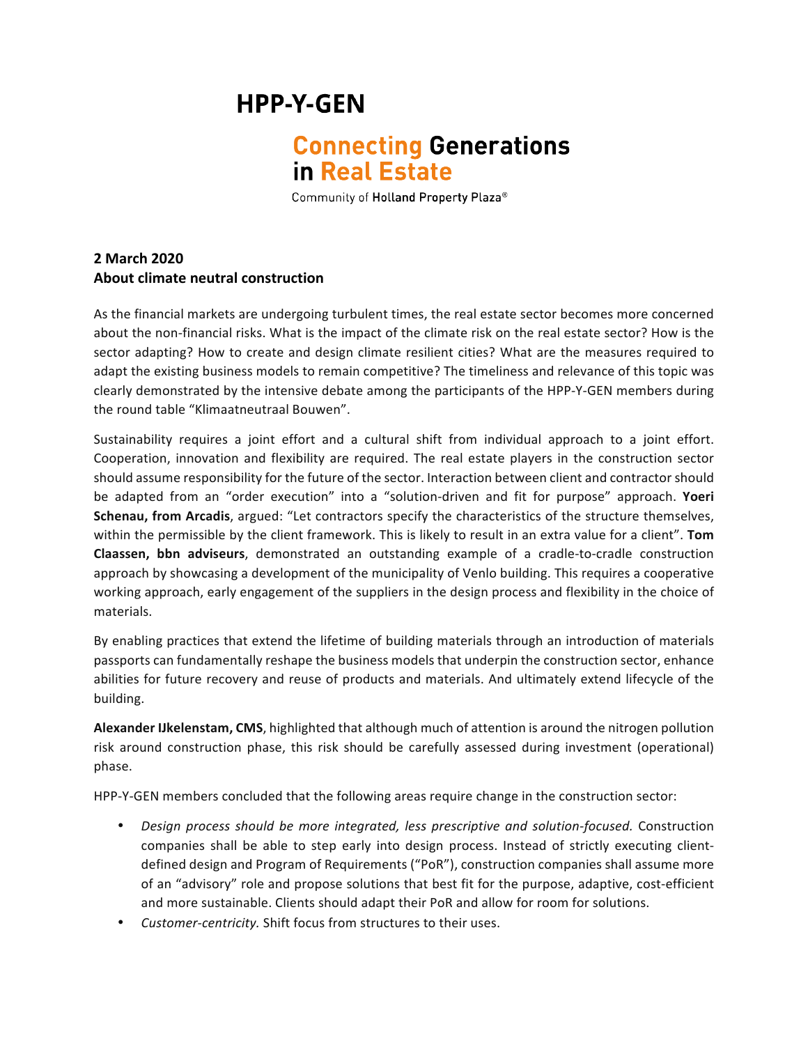# HPP-Y-GEN

## Connecting Generations in Real Estate

Community of **Holland Property Plaza**®

**2 March 2020**
**About climate neutral construction**

As the financial markets are undergoing turbulent times, the real estate sector becomes more concerned about the non-financial risks. What is the impact of the climate risk on the real estate sector? How is the sector adapting? How to create and design climate resilient cities? What are the measures required to adapt the existing business models to remain competitive? The timeliness and relevance of this topic was clearly demonstrated by the intensive debate among the participants of the HPP-Y-GEN members during the round table "Klimaatneutraal Bouwen".

Sustainability requires a joint effort and a cultural shift from individual approach to a joint effort. Cooperation, innovation and flexibility are required. The real estate players in the construction sector should assume responsibility for the future of the sector. Interaction between client and contractor should be adapted from an "order execution" into a "solution-driven and fit for purpose" approach. **Yoeri Schenau, from Arcadis**, argued: "Let contractors specify the characteristics of the structure themselves, within the permissible by the client framework. This is likely to result in an extra value for a client". **Tom Claassen, bbn adviseurs**, demonstrated an outstanding example of a cradle-to-cradle construction approach by showcasing a development of the municipality of Venlo building. This requires a cooperative working approach, early engagement of the suppliers in the design process and flexibility in the choice of materials.

By enabling practices that extend the lifetime of building materials through an introduction of materials passports can fundamentally reshape the business models that underpin the construction sector, enhance abilities for future recovery and reuse of products and materials. And ultimately extend lifecycle of the building.

**Alexander IJkelenstam, CMS**, highlighted that although much of attention is around the nitrogen pollution risk around construction phase, this risk should be carefully assessed during investment (operational) phase.

HPP-Y-GEN members concluded that the following areas require change in the construction sector:

- *Design process should be more integrated, less prescriptive and solution-focused.* Construction companies shall be able to step early into design process. Instead of strictly executing client-defined design and Program of Requirements ("PoR"), construction companies shall assume more of an "advisory" role and propose solutions that best fit for the purpose, adaptive, cost-efficient and more sustainable. Clients should adapt their PoR and allow for room for solutions.
- *Customer-centricity.* Shift focus from structures to their uses.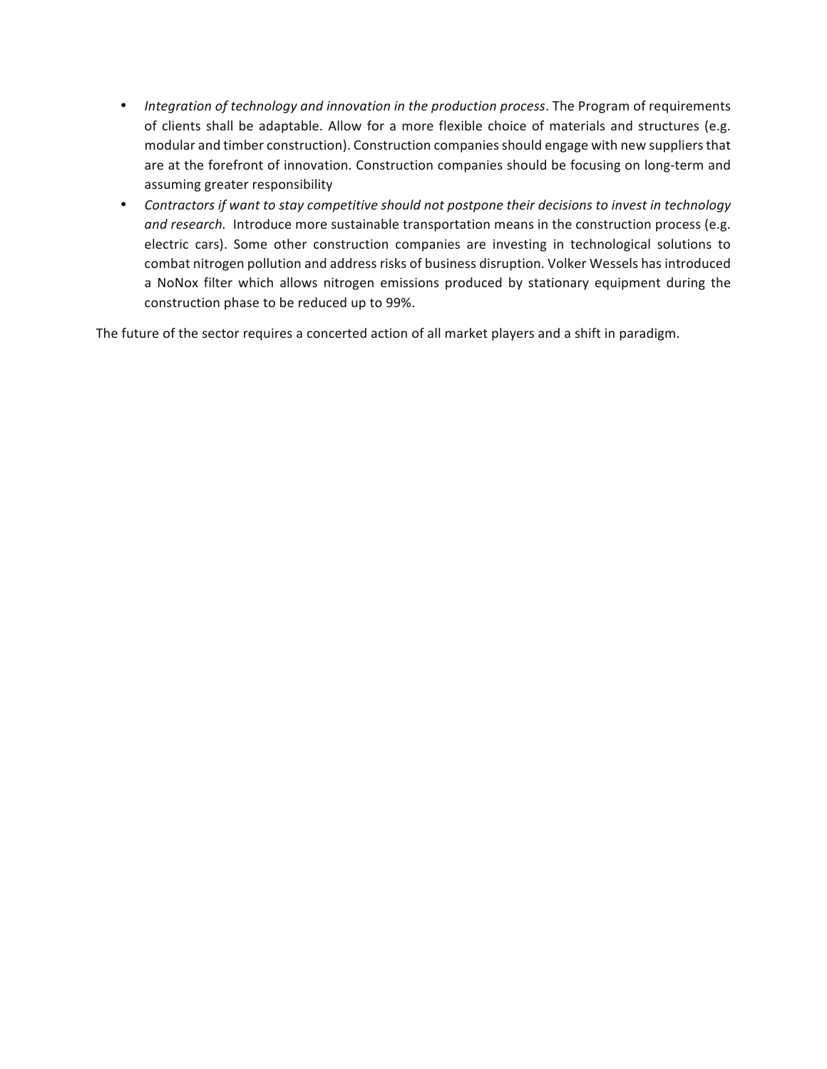- *Integration of technology and innovation in the production process*. The Program of requirements of clients shall be adaptable. Allow for a more flexible choice of materials and structures (e.g. modular and timber construction). Construction companies should engage with new suppliers that are at the forefront of innovation. Construction companies should be focusing on long-term and assuming greater responsibility
- *Contractors if want to stay competitive should not postpone their decisions to invest in technology and research.* Introduce more sustainable transportation means in the construction process (e.g. electric cars). Some other construction companies are investing in technological solutions to combat nitrogen pollution and address risks of business disruption. Volker Wessels has introduced a NoNox filter which allows nitrogen emissions produced by stationary equipment during the construction phase to be reduced up to 99%.

The future of the sector requires a concerted action of all market players and a shift in paradigm.